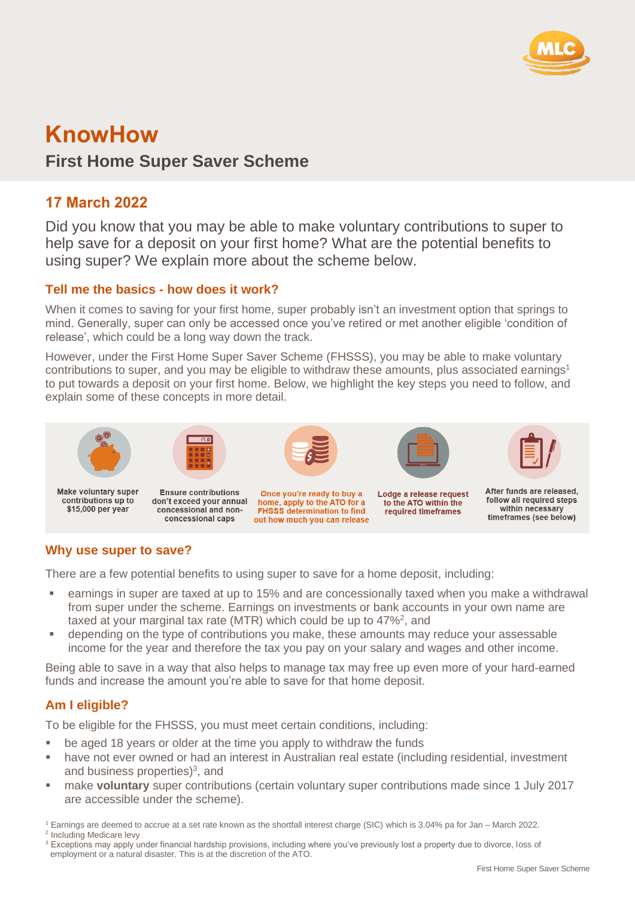# KnowHow

## First Home Super Saver Scheme

### 17 March 2022

Did you know that you may be able to make voluntary contributions to super to help save for a deposit on your first home? What are the potential benefits to using super? We explain more about the scheme below.

### Tell me the basics - how does it work?

When it comes to saving for your first home, super probably isn't an investment option that springs to mind. Generally, super can only be accessed once you've retired or met another eligible 'condition of release', which could be a long way down the track.

However, under the First Home Super Saver Scheme (FHSSS), you may be able to make voluntary contributions to super, and you may be eligible to withdraw these amounts, plus associated earnings[1] to put towards a deposit on your first home. Below, we highlight the key steps you need to follow, and explain some of these concepts in more detail.

1. Make voluntary super contributions up to $15,000 per year
2. Ensure contributions don't exceed your annual concessional and non-concessional caps
3. Once you're ready to buy a home, apply to the ATO for a FHSSS determination to find out how much you can release
4. Lodge a release request to the ATO within the required timeframes
5. After funds are released, follow all required steps within necessary timeframes (see below)

### Why use super to save?

There are a few potential benefits to using super to save for a home deposit, including:

- earnings in super are taxed at up to 15% and are concessionally taxed when you make a withdrawal from super under the scheme. Earnings on investments or bank accounts in your own name are taxed at your marginal tax rate (MTR) which could be up to 47%[2], and
- depending on the type of contributions you make, these amounts may reduce your assessable income for the year and therefore the tax you pay on your salary and wages and other income.

Being able to save in a way that also helps to manage tax may free up even more of your hard-earned funds and increase the amount you're able to save for that home deposit.

### Am I eligible?

To be eligible for the FHSSS, you must meet certain conditions, including:

- be aged 18 years or older at the time you apply to withdraw the funds
- have not ever owned or had an interest in Australian real estate (including residential, investment and business properties)[3], and
- make **voluntary** super contributions (certain voluntary super contributions made since 1 July 2017 are accessible under the scheme).

[1] Earnings are deemed to accrue at a set rate known as the shortfall interest charge (SIC) which is 3.04% pa for Jan – March 2022.
[2] Including Medicare levy
[3] Exceptions may apply under financial hardship provisions, including where you've previously lost a property due to divorce, loss of employment or a natural disaster. This is at the discretion of the ATO.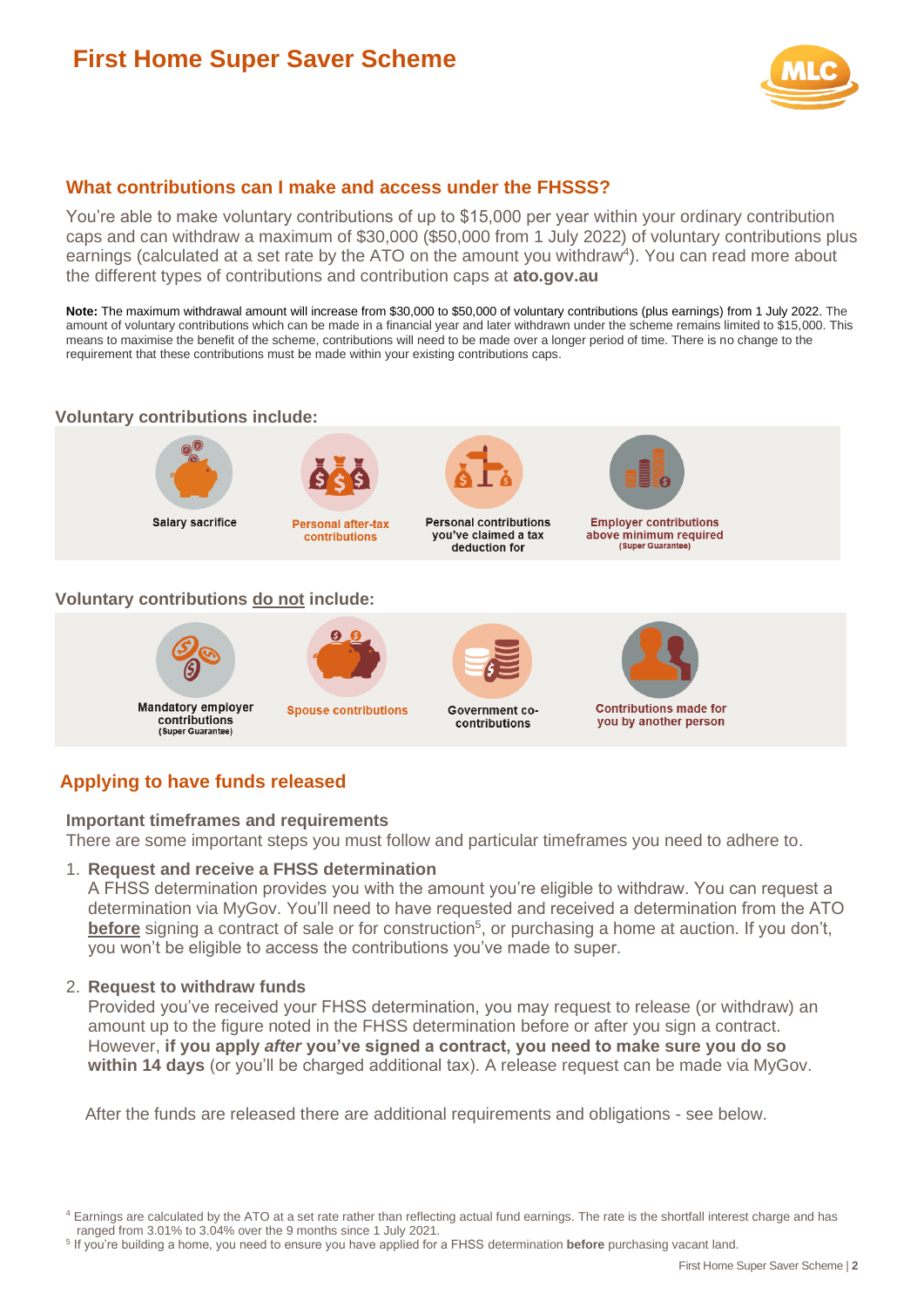# First Home Super Saver Scheme

## What contributions can I make and access under the FHSSS?

You're able to make voluntary contributions of up to $15,000 per year within your ordinary contribution caps and can withdraw a maximum of $30,000 ($50,000 from 1 July 2022) of voluntary contributions plus earnings (calculated at a set rate by the ATO on the amount you withdraw[4]). You can read more about the different types of contributions and contribution caps at **ato.gov.au**

**Note:** The maximum withdrawal amount will increase from $30,000 to $50,000 of voluntary contributions (plus earnings) from 1 July 2022. The amount of voluntary contributions which can be made in a financial year and later withdrawn under the scheme remains limited to $15,000. This means to maximise the benefit of the scheme, contributions will need to be made over a longer period of time. There is no change to the requirement that these contributions must be made within your existing contributions caps.

### Voluntary contributions include:

- Salary sacrifice
- Personal after-tax contributions
- Personal contributions you've claimed a tax deduction for
- Employer contributions above minimum required (Super Guarantee)

### Voluntary contributions do not include:

- Mandatory employer contributions (Super Guarantee)
- Spouse contributions
- Government co-contributions
- Contributions made for you by another person

## Applying to have funds released

### Important timeframes and requirements

There are some important steps you must follow and particular timeframes you need to adhere to.

1. **Request and receive a FHSS determination**
   A FHSS determination provides you with the amount you're eligible to withdraw. You can request a determination via MyGov. You'll need to have requested and received a determination from the ATO **before** signing a contract of sale or for construction[5], or purchasing a home at auction. If you don't, you won't be eligible to access the contributions you've made to super.

2. **Request to withdraw funds**
   Provided you've received your FHSS determination, you may request to release (or withdraw) an amount up to the figure noted in the FHSS determination before or after you sign a contract. However, **if you apply *after* you've signed a contract, you need to make sure you do so within 14 days** (or you'll be charged additional tax). A release request can be made via MyGov.

After the funds are released there are additional requirements and obligations - see below.

[4] Earnings are calculated by the ATO at a set rate rather than reflecting actual fund earnings. The rate is the shortfall interest charge and has ranged from 3.01% to 3.04% over the 9 months since 1 July 2021.

[5] If you're building a home, you need to ensure you have applied for a FHSS determination **before** purchasing vacant land.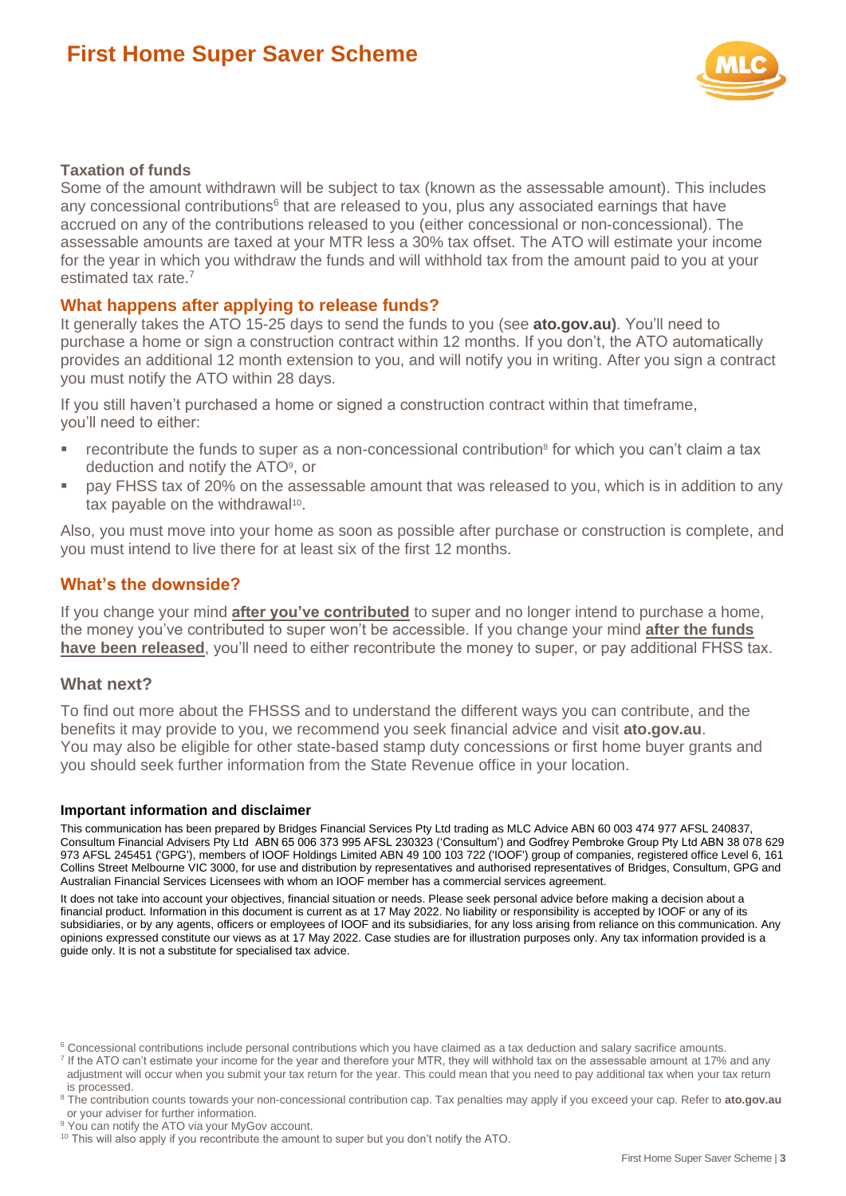### Taxation of funds

Some of the amount withdrawn will be subject to tax (known as the assessable amount). This includes any concessional contributions[6] that are released to you, plus any associated earnings that have accrued on any of the contributions released to you (either concessional or non-concessional). The assessable amounts are taxed at your MTR less a 30% tax offset. The ATO will estimate your income for the year in which you withdraw the funds and will withhold tax from the amount paid to you at your estimated tax rate.[7]

## What happens after applying to release funds?

It generally takes the ATO 15-25 days to send the funds to you (see **ato.gov.au)**. You'll need to purchase a home or sign a construction contract within 12 months. If you don't, the ATO automatically provides an additional 12 month extension to you, and will notify you in writing. After you sign a contract you must notify the ATO within 28 days.

If you still haven't purchased a home or signed a construction contract within that timeframe, you'll need to either:

- recontribute the funds to super as a non-concessional contribution[8] for which you can't claim a tax deduction and notify the ATO[9], or
- pay FHSS tax of 20% on the assessable amount that was released to you, which is in addition to any tax payable on the withdrawal[10].

Also, you must move into your home as soon as possible after purchase or construction is complete, and you must intend to live there for at least six of the first 12 months.

## What's the downside?

If you change your mind **after you've contributed** to super and no longer intend to purchase a home, the money you've contributed to super won't be accessible. If you change your mind **after the funds have been released**, you'll need to either recontribute the money to super, or pay additional FHSS tax.

## What next?

To find out more about the FHSSS and to understand the different ways you can contribute, and the benefits it may provide to you, we recommend you seek financial advice and visit **ato.gov.au**. You may also be eligible for other state-based stamp duty concessions or first home buyer grants and you should seek further information from the State Revenue office in your location.

#### Important information and disclaimer

This communication has been prepared by Bridges Financial Services Pty Ltd trading as MLC Advice ABN 60 003 474 977 AFSL 240837, Consultum Financial Advisers Pty Ltd ABN 65 006 373 995 AFSL 230323 ('Consultum') and Godfrey Pembroke Group Pty Ltd ABN 38 078 629 973 AFSL 245451 ('GPG'), members of IOOF Holdings Limited ABN 49 100 103 722 ('IOOF') group of companies, registered office Level 6, 161 Collins Street Melbourne VIC 3000, for use and distribution by representatives and authorised representatives of Bridges, Consultum, GPG and Australian Financial Services Licensees with whom an IOOF member has a commercial services agreement.

It does not take into account your objectives, financial situation or needs. Please seek personal advice before making a decision about a financial product. Information in this document is current as at 17 May 2022. No liability or responsibility is accepted by IOOF or any of its subsidiaries, or by any agents, officers or employees of IOOF and its subsidiaries, for any loss arising from reliance on this communication. Any opinions expressed constitute our views as at 17 May 2022. Case studies are for illustration purposes only. Any tax information provided is a guide only. It is not a substitute for specialised tax advice.

[6] Concessional contributions include personal contributions which you have claimed as a tax deduction and salary sacrifice amounts.

[7] If the ATO can't estimate your income for the year and therefore your MTR, they will withhold tax on the assessable amount at 17% and any adjustment will occur when you submit your tax return for the year. This could mean that you need to pay additional tax when your tax return is processed.

[8] The contribution counts towards your non-concessional contribution cap. Tax penalties may apply if you exceed your cap. Refer to **ato.gov.au** or your adviser for further information.

[9] You can notify the ATO via your MyGov account.

[10] This will also apply if you recontribute the amount to super but you don't notify the ATO.